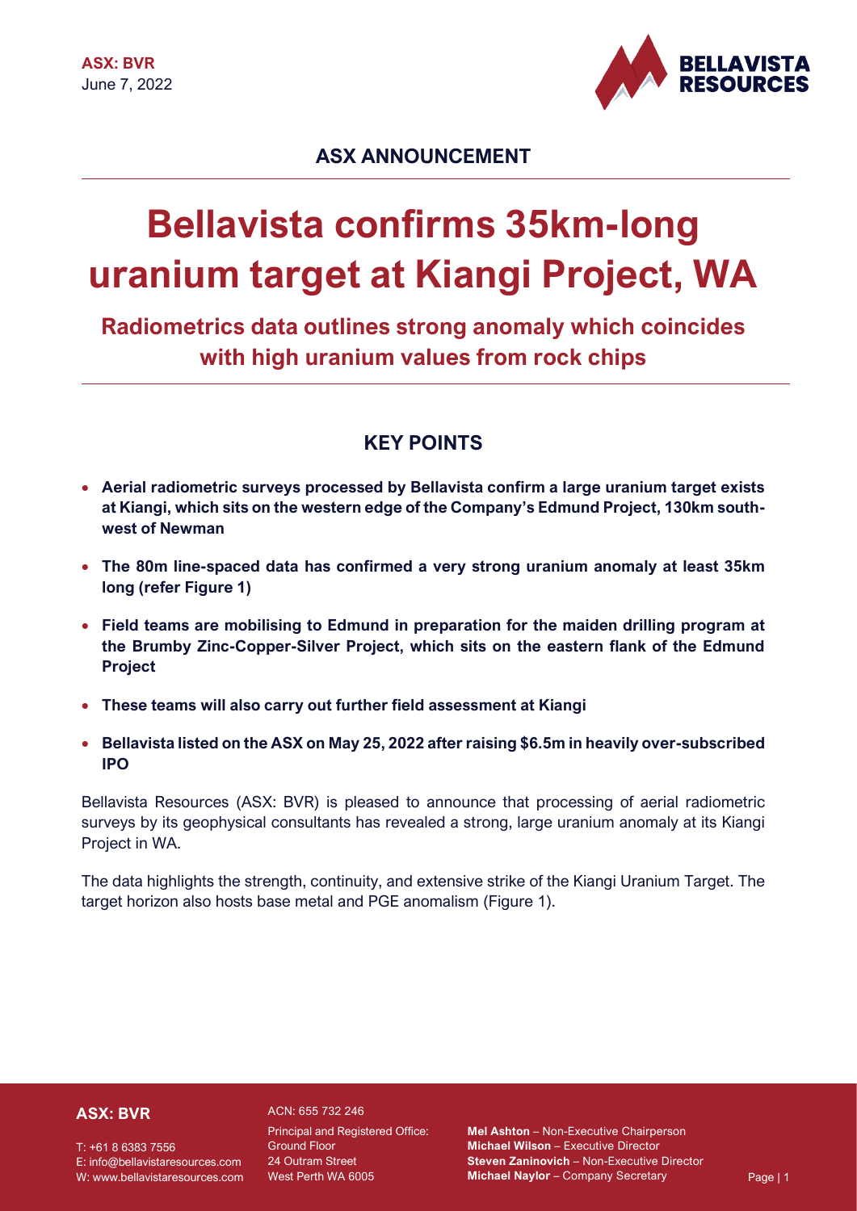ASX: BVR
June 7, 2022

## ASX ANNOUNCEMENT

# Bellavista confirms 35km-long uranium target at Kiangi Project, WA

## Radiometrics data outlines strong anomaly which coincides with high uranium values from rock chips

## KEY POINTS

- **Aerial radiometric surveys processed by Bellavista confirm a large uranium target exists at Kiangi, which sits on the western edge of the Company's Edmund Project, 130km south-west of Newman**
- **The 80m line-spaced data has confirmed a very strong uranium anomaly at least 35km long (refer Figure 1)**
- **Field teams are mobilising to Edmund in preparation for the maiden drilling program at the Brumby Zinc-Copper-Silver Project, which sits on the eastern flank of the Edmund Project**
- **These teams will also carry out further field assessment at Kiangi**
- **Bellavista listed on the ASX on May 25, 2022 after raising $6.5m in heavily over-subscribed IPO**

Bellavista Resources (ASX: BVR) is pleased to announce that processing of aerial radiometric surveys by its geophysical consultants has revealed a strong, large uranium anomaly at its Kiangi Project in WA.

The data highlights the strength, continuity, and extensive strike of the Kiangi Uranium Target. The target horizon also hosts base metal and PGE anomalism (Figure 1).

**ASX: BVR**

T: +61 8 6383 7556
E: info@bellavistaresources.com
W: www.bellavistaresources.com

ACN: 655 732 246

Principal and Registered Office:
Ground Floor
24 Outram Street
West Perth WA 6005

**Mel Ashton** – Non-Executive Chairperson
**Michael Wilson** – Executive Director
**Steven Zaninovich** – Non-Executive Director
**Michael Naylor** – Company Secretary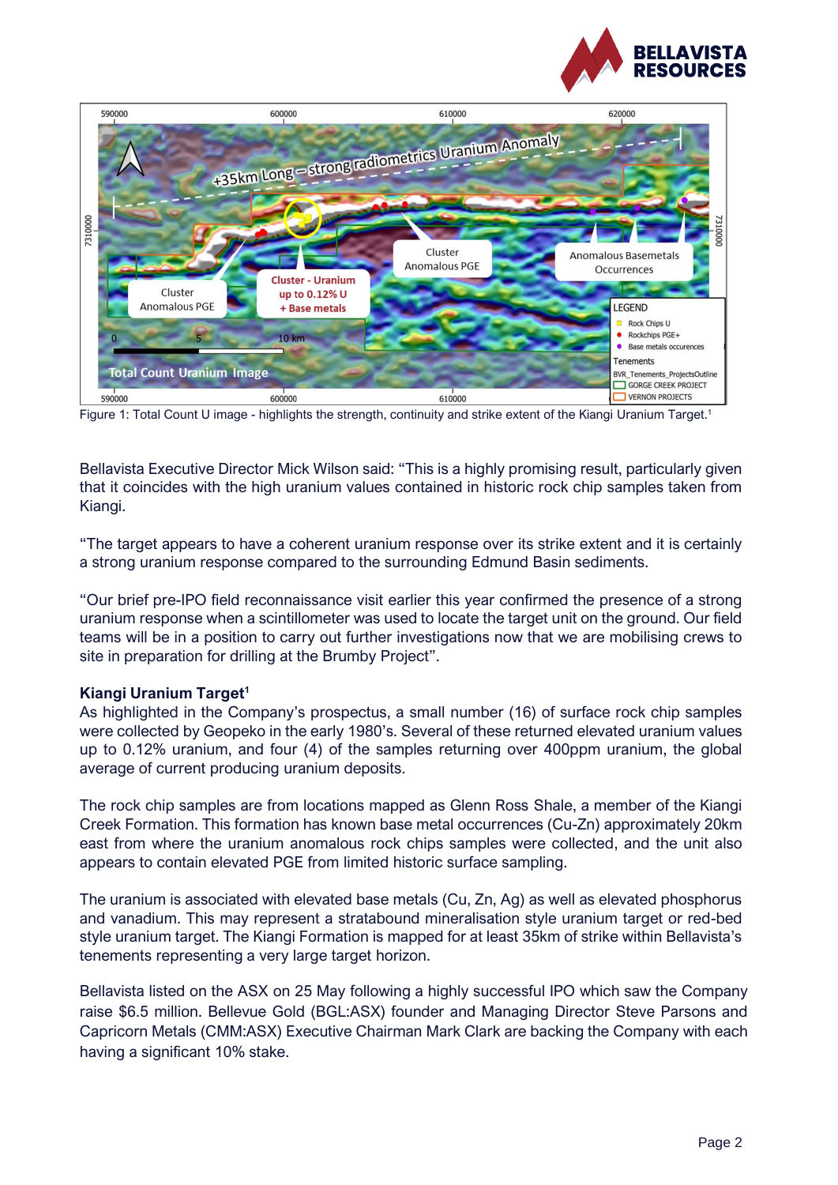Figure 1: Total Count U image - highlights the strength, continuity and strike extent of the Kiangi Uranium Target.[1]

Bellavista Executive Director Mick Wilson said: "This is a highly promising result, particularly given that it coincides with the high uranium values contained in historic rock chip samples taken from Kiangi.

"The target appears to have a coherent uranium response over its strike extent and it is certainly a strong uranium response compared to the surrounding Edmund Basin sediments.

"Our brief pre-IPO field reconnaissance visit earlier this year confirmed the presence of a strong uranium response when a scintillometer was used to locate the target unit on the ground. Our field teams will be in a position to carry out further investigations now that we are mobilising crews to site in preparation for drilling at the Brumby Project".

**Kiangi Uranium Target[1]**

As highlighted in the Company's prospectus, a small number (16) of surface rock chip samples were collected by Geopeko in the early 1980's. Several of these returned elevated uranium values up to 0.12% uranium, and four (4) of the samples returning over 400ppm uranium, the global average of current producing uranium deposits.

The rock chip samples are from locations mapped as Glenn Ross Shale, a member of the Kiangi Creek Formation. This formation has known base metal occurrences (Cu-Zn) approximately 20km east from where the uranium anomalous rock chips samples were collected, and the unit also appears to contain elevated PGE from limited historic surface sampling.

The uranium is associated with elevated base metals (Cu, Zn, Ag) as well as elevated phosphorus and vanadium. This may represent a stratabound mineralisation style uranium target or red-bed style uranium target. The Kiangi Formation is mapped for at least 35km of strike within Bellavista's tenements representing a very large target horizon.

Bellavista listed on the ASX on 25 May following a highly successful IPO which saw the Company raise $6.5 million. Bellevue Gold (BGL:ASX) founder and Managing Director Steve Parsons and Capricorn Metals (CMM:ASX) Executive Chairman Mark Clark are backing the Company with each having a significant 10% stake.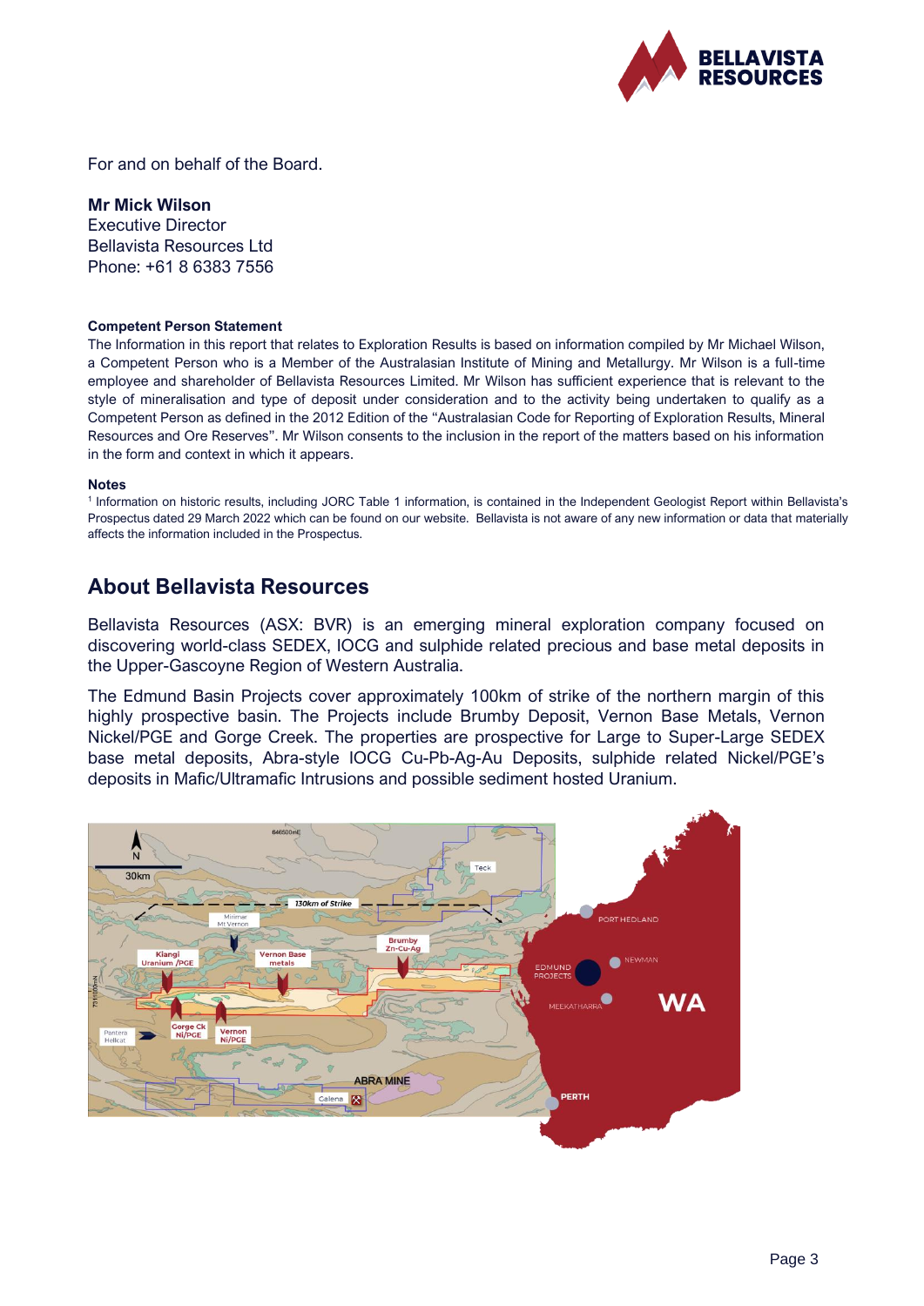For and on behalf of the Board.

**Mr Mick Wilson**
Executive Director
Bellavista Resources Ltd
Phone: +61 8 6383 7556

**Competent Person Statement**

The Information in this report that relates to Exploration Results is based on information compiled by Mr Michael Wilson, a Competent Person who is a Member of the Australasian Institute of Mining and Metallurgy. Mr Wilson is a full-time employee and shareholder of Bellavista Resources Limited. Mr Wilson has sufficient experience that is relevant to the style of mineralisation and type of deposit under consideration and to the activity being undertaken to qualify as a Competent Person as defined in the 2012 Edition of the "Australasian Code for Reporting of Exploration Results, Mineral Resources and Ore Reserves". Mr Wilson consents to the inclusion in the report of the matters based on his information in the form and context in which it appears.

**Notes**

[1] Information on historic results, including JORC Table 1 information, is contained in the Independent Geologist Report within Bellavista's Prospectus dated 29 March 2022 which can be found on our website. Bellavista is not aware of any new information or data that materially affects the information included in the Prospectus.

## About Bellavista Resources

Bellavista Resources (ASX: BVR) is an emerging mineral exploration company focused on discovering world-class SEDEX, IOCG and sulphide related precious and base metal deposits in the Upper-Gascoyne Region of Western Australia.

The Edmund Basin Projects cover approximately 100km of strike of the northern margin of this highly prospective basin. The Projects include Brumby Deposit, Vernon Base Metals, Vernon Nickel/PGE and Gorge Creek. The properties are prospective for Large to Super-Large SEDEX base metal deposits, Abra-style IOCG Cu-Pb-Ag-Au Deposits, sulphide related Nickel/PGE's deposits in Mafic/Ultramafic Intrusions and possible sediment hosted Uranium.

N
30km
646500mE
Teck
130km of Strike
Minimar Mt Vernon
Brumby Zn-Cu-Ag
Kiangi Uranium /PGE
Vernon Base metals
7316000mN
Gorge Ck Ni/PGE
Vernon Ni/PGE
Pantera Hellcat
ABRA MINE
Galena
PORT HEDLAND
NEWMAN
EDMUND PROJECTS
MEEKATHARRA
WA
PERTH